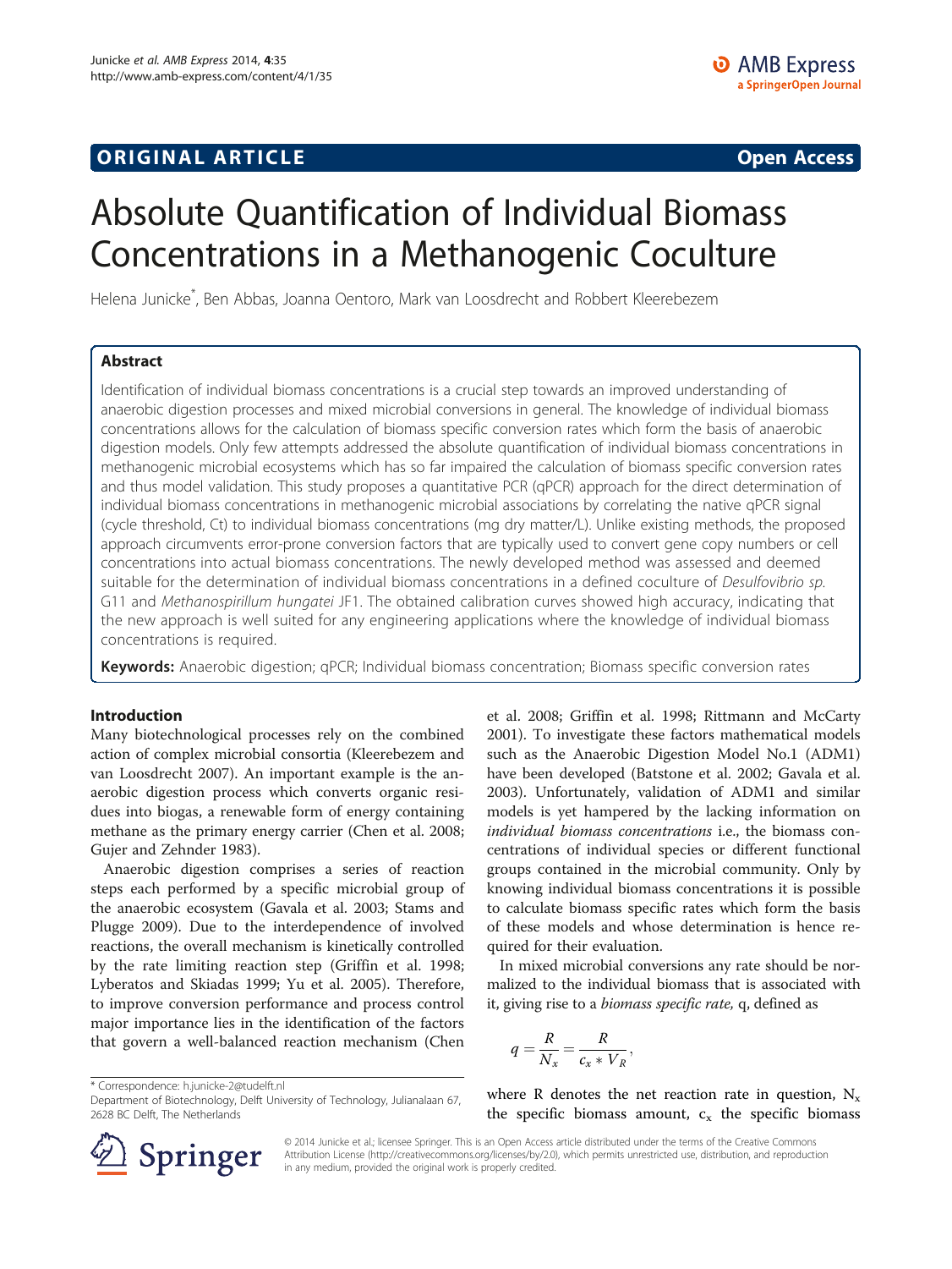ORIGINAL ARTICLE

Open Access

# Absolute Quantification of Individual Biomass Concentrations in a Methanogenic Coculture

Helena Junicke*, Ben Abbas, Joanna Oentoro, Mark van Loosdrecht and Robbert Kleerebezem

## Abstract

Identification of individual biomass concentrations is a crucial step towards an improved understanding of anaerobic digestion processes and mixed microbial conversions in general. The knowledge of individual biomass concentrations allows for the calculation of biomass specific conversion rates which form the basis of anaerobic digestion models. Only few attempts addressed the absolute quantification of individual biomass concentrations in methanogenic microbial ecosystems which has so far impaired the calculation of biomass specific conversion rates and thus model validation. This study proposes a quantitative PCR (qPCR) approach for the direct determination of individual biomass concentrations in methanogenic microbial associations by correlating the native qPCR signal (cycle threshold, Ct) to individual biomass concentrations (mg dry matter/L). Unlike existing methods, the proposed approach circumvents error-prone conversion factors that are typically used to convert gene copy numbers or cell concentrations into actual biomass concentrations. The newly developed method was assessed and deemed suitable for the determination of individual biomass concentrations in a defined coculture of *Desulfovibrio sp.* G11 and *Methanospirillum hungatei* JF1. The obtained calibration curves showed high accuracy, indicating that the new approach is well suited for any engineering applications where the knowledge of individual biomass concentrations is required.

**Keywords:** Anaerobic digestion; qPCR; Individual biomass concentration; Biomass specific conversion rates

## Introduction

Many biotechnological processes rely on the combined action of complex microbial consortia (Kleerebezem and van Loosdrecht 2007). An important example is the anaerobic digestion process which converts organic residues into biogas, a renewable form of energy containing methane as the primary energy carrier (Chen et al. 2008; Gujer and Zehnder 1983).

Anaerobic digestion comprises a series of reaction steps each performed by a specific microbial group of the anaerobic ecosystem (Gavala et al. 2003; Stams and Plugge 2009). Due to the interdependence of involved reactions, the overall mechanism is kinetically controlled by the rate limiting reaction step (Griffin et al. 1998; Lyberatos and Skiadas 1999; Yu et al. 2005). Therefore, to improve conversion performance and process control major importance lies in the identification of the factors that govern a well-balanced reaction mechanism (Chen et al. 2008; Griffin et al. 1998; Rittmann and McCarty 2001). To investigate these factors mathematical models such as the Anaerobic Digestion Model No.1 (ADM1) have been developed (Batstone et al. 2002; Gavala et al. 2003). Unfortunately, validation of ADM1 and similar models is yet hampered by the lacking information on *individual biomass concentrations* i.e., the biomass concentrations of individual species or different functional groups contained in the microbial community. Only by knowing individual biomass concentrations it is possible to calculate biomass specific rates which form the basis of these models and whose determination is hence required for their evaluation.

In mixed microbial conversions any rate should be normalized to the individual biomass that is associated with it, giving rise to a *biomass specific rate*, q, defined as

$$q = \frac{R}{N_x} = \frac{R}{c_x * V_R},$$

where R denotes the net reaction rate in question, $N_x$ the specific biomass amount, $c_x$ the specific biomass

\* Correspondence: h.junicke-2@tudelft.nl
Department of Biotechnology, Delft University of Technology, Julianalaan 67, 2628 BC Delft, The Netherlands

© 2014 Junicke et al.; licensee Springer. This is an Open Access article distributed under the terms of the Creative Commons Attribution License (http://creativecommons.org/licenses/by/2.0), which permits unrestricted use, distribution, and reproduction in any medium, provided the original work is properly credited.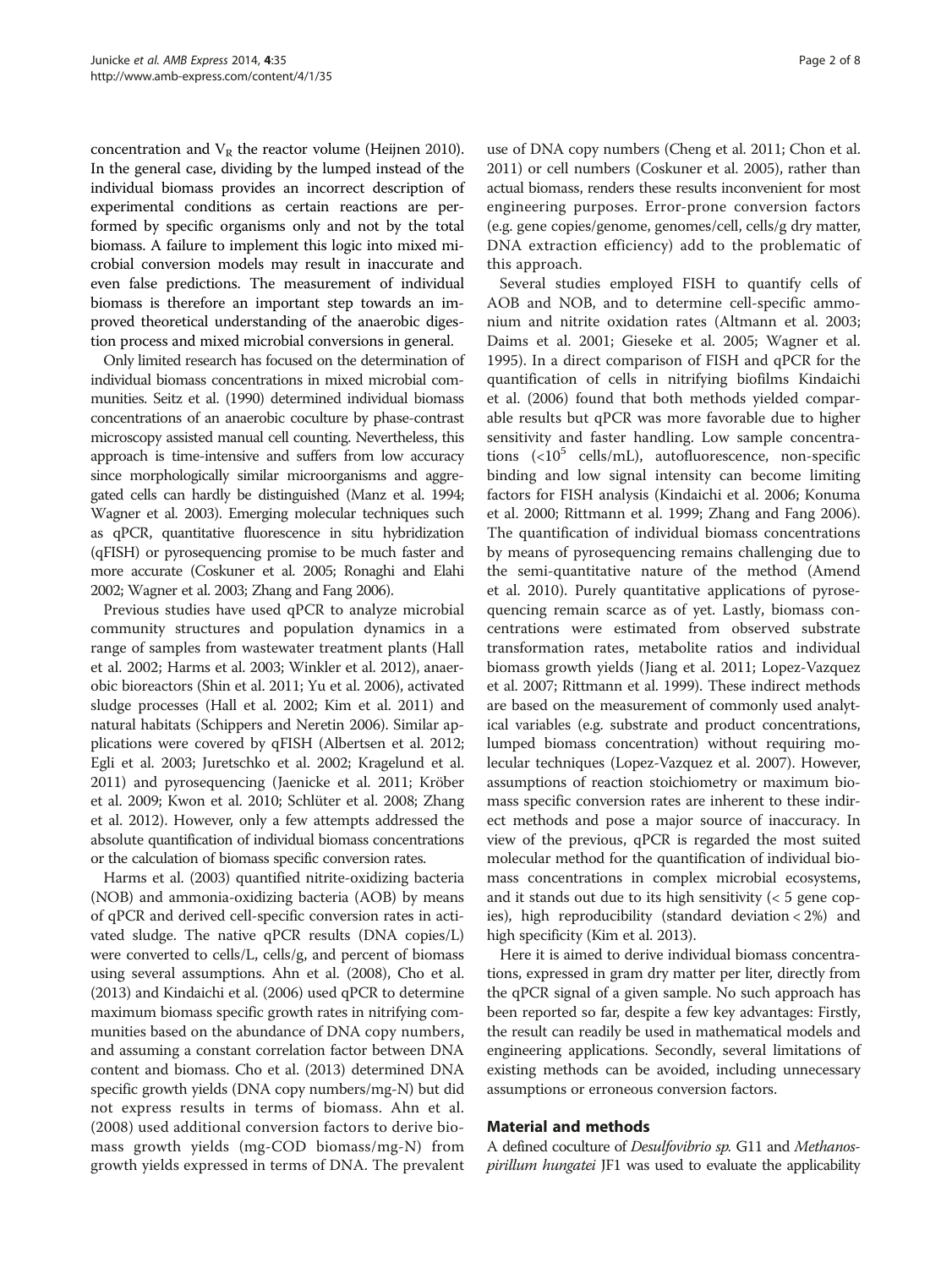concentration and $V_R$ the reactor volume (Heijnen 2010). In the general case, dividing by the lumped instead of the individual biomass provides an incorrect description of experimental conditions as certain reactions are performed by specific organisms only and not by the total biomass. A failure to implement this logic into mixed microbial conversion models may result in inaccurate and even false predictions. The measurement of individual biomass is therefore an important step towards an improved theoretical understanding of the anaerobic digestion process and mixed microbial conversions in general.

Only limited research has focused on the determination of individual biomass concentrations in mixed microbial communities. Seitz et al. (1990) determined individual biomass concentrations of an anaerobic coculture by phase-contrast microscopy assisted manual cell counting. Nevertheless, this approach is time-intensive and suffers from low accuracy since morphologically similar microorganisms and aggregated cells can hardly be distinguished (Manz et al. 1994; Wagner et al. 2003). Emerging molecular techniques such as qPCR, quantitative fluorescence in situ hybridization (qFISH) or pyrosequencing promise to be much faster and more accurate (Coskuner et al. 2005; Ronaghi and Elahi 2002; Wagner et al. 2003; Zhang and Fang 2006).

Previous studies have used qPCR to analyze microbial community structures and population dynamics in a range of samples from wastewater treatment plants (Hall et al. 2002; Harms et al. 2003; Winkler et al. 2012), anaerobic bioreactors (Shin et al. 2011; Yu et al. 2006), activated sludge processes (Hall et al. 2002; Kim et al. 2011) and natural habitats (Schippers and Neretin 2006). Similar applications were covered by qFISH (Albertsen et al. 2012; Egli et al. 2003; Juretschko et al. 2002; Kragelund et al. 2011) and pyrosequencing (Jaenicke et al. 2011; Kröber et al. 2009; Kwon et al. 2010; Schlüter et al. 2008; Zhang et al. 2012). However, only a few attempts addressed the absolute quantification of individual biomass concentrations or the calculation of biomass specific conversion rates.

Harms et al. (2003) quantified nitrite-oxidizing bacteria (NOB) and ammonia-oxidizing bacteria (AOB) by means of qPCR and derived cell-specific conversion rates in activated sludge. The native qPCR results (DNA copies/L) were converted to cells/L, cells/g, and percent of biomass using several assumptions. Ahn et al. (2008), Cho et al. (2013) and Kindaichi et al. (2006) used qPCR to determine maximum biomass specific growth rates in nitrifying communities based on the abundance of DNA copy numbers, and assuming a constant correlation factor between DNA content and biomass. Cho et al. (2013) determined DNA specific growth yields (DNA copy numbers/mg-N) but did not express results in terms of biomass. Ahn et al. (2008) used additional conversion factors to derive biomass growth yields (mg-COD biomass/mg-N) from growth yields expressed in terms of DNA. The prevalent use of DNA copy numbers (Cheng et al. 2011; Chon et al. 2011) or cell numbers (Coskuner et al. 2005), rather than actual biomass, renders these results inconvenient for most engineering purposes. Error-prone conversion factors (e.g. gene copies/genome, genomes/cell, cells/g dry matter, DNA extraction efficiency) add to the problematic of this approach.

Several studies employed FISH to quantify cells of AOB and NOB, and to determine cell-specific ammonium and nitrite oxidation rates (Altmann et al. 2003; Daims et al. 2001; Gieseke et al. 2005; Wagner et al. 1995). In a direct comparison of FISH and qPCR for the quantification of cells in nitrifying biofilms Kindaichi et al. (2006) found that both methods yielded comparable results but qPCR was more favorable due to higher sensitivity and faster handling. Low sample concentrations ($<10^5$ cells/mL), autofluorescence, non-specific binding and low signal intensity can become limiting factors for FISH analysis (Kindaichi et al. 2006; Konuma et al. 2000; Rittmann et al. 1999; Zhang and Fang 2006). The quantification of individual biomass concentrations by means of pyrosequencing remains challenging due to the semi-quantitative nature of the method (Amend et al. 2010). Purely quantitative applications of pyrosequencing remain scarce as of yet. Lastly, biomass concentrations were estimated from observed substrate transformation rates, metabolite ratios and individual biomass growth yields (Jiang et al. 2011; Lopez-Vazquez et al. 2007; Rittmann et al. 1999). These indirect methods are based on the measurement of commonly used analytical variables (e.g. substrate and product concentrations, lumped biomass concentration) without requiring molecular techniques (Lopez-Vazquez et al. 2007). However, assumptions of reaction stoichiometry or maximum biomass specific conversion rates are inherent to these indirect methods and pose a major source of inaccuracy. In view of the previous, qPCR is regarded the most suited molecular method for the quantification of individual biomass concentrations in complex microbial ecosystems, and it stands out due to its high sensitivity (< 5 gene copies), high reproducibility (standard deviation < 2%) and high specificity (Kim et al. 2013).

Here it is aimed to derive individual biomass concentrations, expressed in gram dry matter per liter, directly from the qPCR signal of a given sample. No such approach has been reported so far, despite a few key advantages: Firstly, the result can readily be used in mathematical models and engineering applications. Secondly, several limitations of existing methods can be avoided, including unnecessary assumptions or erroneous conversion factors.

## Material and methods

A defined coculture of *Desulfovibrio sp.* G11 and *Methanospirillum hungatei* JF1 was used to evaluate the applicability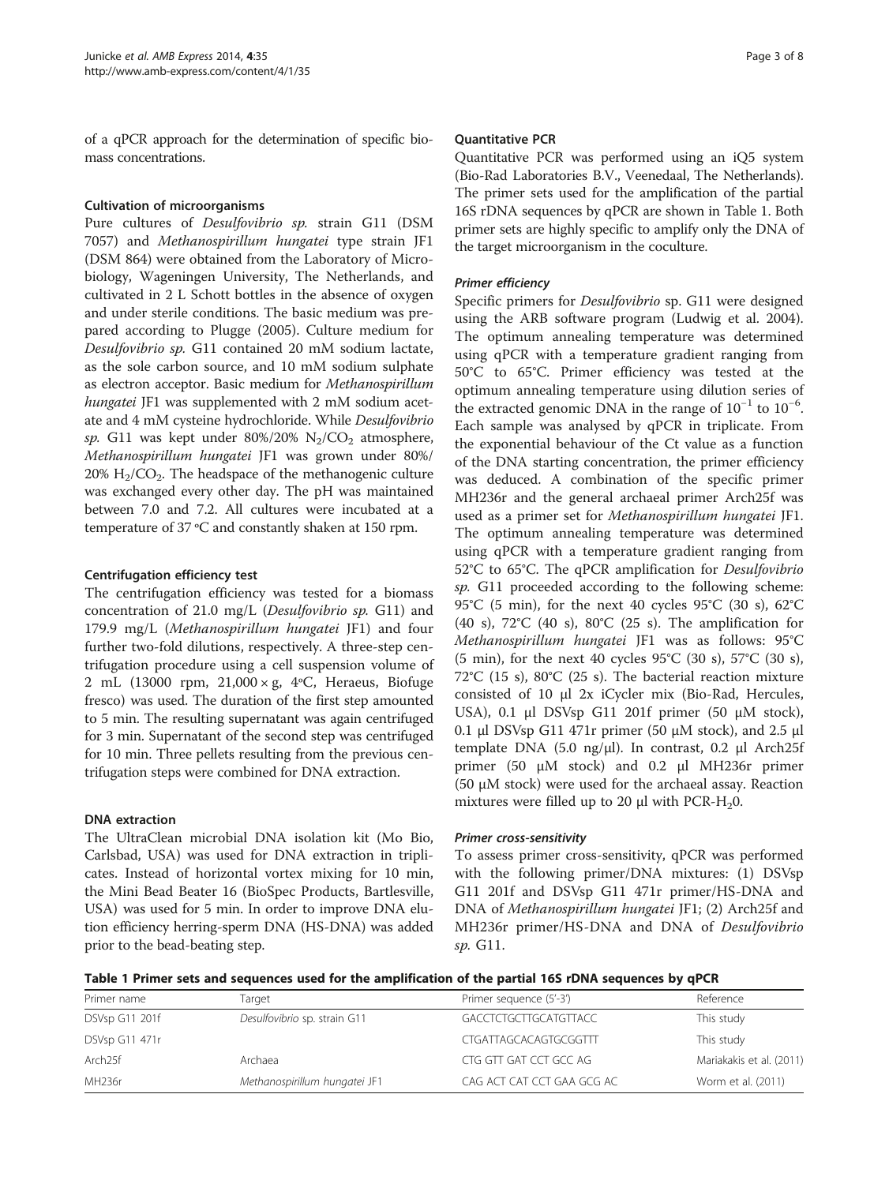of a qPCR approach for the determination of specific biomass concentrations.

### Cultivation of microorganisms

Pure cultures of *Desulfovibrio sp.* strain G11 (DSM 7057) and *Methanospirillum hungatei* type strain JF1 (DSM 864) were obtained from the Laboratory of Microbiology, Wageningen University, The Netherlands, and cultivated in 2 L Schott bottles in the absence of oxygen and under sterile conditions. The basic medium was prepared according to Plugge (2005). Culture medium for *Desulfovibrio sp.* G11 contained 20 mM sodium lactate, as the sole carbon source, and 10 mM sodium sulphate as electron acceptor. Basic medium for *Methanospirillum hungatei* JF1 was supplemented with 2 mM sodium acetate and 4 mM cysteine hydrochloride. While *Desulfovibrio sp.* G11 was kept under 80%/20% $N_2/CO_2$ atmosphere, *Methanospirillum hungatei* JF1 was grown under 80%/20% $H_2/CO_2$. The headspace of the methanogenic culture was exchanged every other day. The pH was maintained between 7.0 and 7.2. All cultures were incubated at a temperature of 37 ºC and constantly shaken at 150 rpm.

### Centrifugation efficiency test

The centrifugation efficiency was tested for a biomass concentration of 21.0 mg/L (*Desulfovibrio sp.* G11) and 179.9 mg/L (*Methanospirillum hungatei* JF1) and four further two-fold dilutions, respectively. A three-step centrifugation procedure using a cell suspension volume of 2 mL (13000 rpm, 21,000 × g, 4ºC, Heraeus, Biofuge fresco) was used. The duration of the first step amounted to 5 min. The resulting supernatant was again centrifuged for 3 min. Supernatant of the second step was centrifuged for 10 min. Three pellets resulting from the previous centrifugation steps were combined for DNA extraction.

### DNA extraction

The UltraClean microbial DNA isolation kit (Mo Bio, Carlsbad, USA) was used for DNA extraction in triplicates. Instead of horizontal vortex mixing for 10 min, the Mini Bead Beater 16 (BioSpec Products, Bartlesville, USA) was used for 5 min. In order to improve DNA elution efficiency herring-sperm DNA (HS-DNA) was added prior to the bead-beating step.

### Quantitative PCR

Quantitative PCR was performed using an iQ5 system (Bio-Rad Laboratories B.V., Veenedaal, The Netherlands). The primer sets used for the amplification of the partial 16S rDNA sequences by qPCR are shown in Table 1. Both primer sets are highly specific to amplify only the DNA of the target microorganism in the coculture.

#### *Primer efficiency*

Specific primers for *Desulfovibrio* sp. G11 were designed using the ARB software program (Ludwig et al. 2004). The optimum annealing temperature was determined using qPCR with a temperature gradient ranging from 50°C to 65°C. Primer efficiency was tested at the optimum annealing temperature using dilution series of the extracted genomic DNA in the range of $10^{-1}$ to $10^{-6}$. Each sample was analysed by qPCR in triplicate. From the exponential behaviour of the Ct value as a function of the DNA starting concentration, the primer efficiency was deduced. A combination of the specific primer MH236r and the general archaeal primer Arch25f was used as a primer set for *Methanospirillum hungatei* JF1. The optimum annealing temperature was determined using qPCR with a temperature gradient ranging from 52°C to 65°C. The qPCR amplification for *Desulfovibrio sp.* G11 proceeded according to the following scheme: 95°C (5 min), for the next 40 cycles 95°C (30 s), 62°C (40 s), 72°C (40 s), 80°C (25 s). The amplification for *Methanospirillum hungatei* JF1 was as follows: 95°C (5 min), for the next 40 cycles 95°C (30 s), 57°C (30 s), 72°C (15 s), 80°C (25 s). The bacterial reaction mixture consisted of 10 μl 2x iCycler mix (Bio-Rad, Hercules, USA), 0.1 μl DSVsp G11 201f primer (50 μM stock), 0.1 μl DSVsp G11 471r primer (50 μM stock), and 2.5 μl template DNA (5.0 ng/μl). In contrast, 0.2 μl Arch25f primer (50 μM stock) and 0.2 μl MH236r primer (50 μM stock) were used for the archaeal assay. Reaction mixtures were filled up to 20 μl with PCR-$H_2$0.

#### *Primer cross-sensitivity*

To assess primer cross-sensitivity, qPCR was performed with the following primer/DNA mixtures: (1) DSVsp G11 201f and DSVsp G11 471r primer/HS-DNA and DNA of *Methanospirillum hungatei* JF1; (2) Arch25f and MH236r primer/HS-DNA and DNA of *Desulfovibrio sp.* G11.

**Table 1 Primer sets and sequences used for the amplification of the partial 16S rDNA sequences by qPCR**

| Primer name | Target | Primer sequence (5'-3') | Reference |
|---|---|---|---|
| DSVsp G11 201f | *Desulfovibrio* sp. strain G11 | GACCTCTGCTTGCATGTTACC | This study |
| DSVsp G11 471r | | CTGATTAGCACAGTGCGGTTT | This study |
| Arch25f | Archaea | CTG GTT GAT CCT GCC AG | Mariakakis et al. (2011) |
| MH236r | *Methanospirillum hungatei* JF1 | CAG ACT CAT CCT GAA GCG AC | Worm et al. (2011) |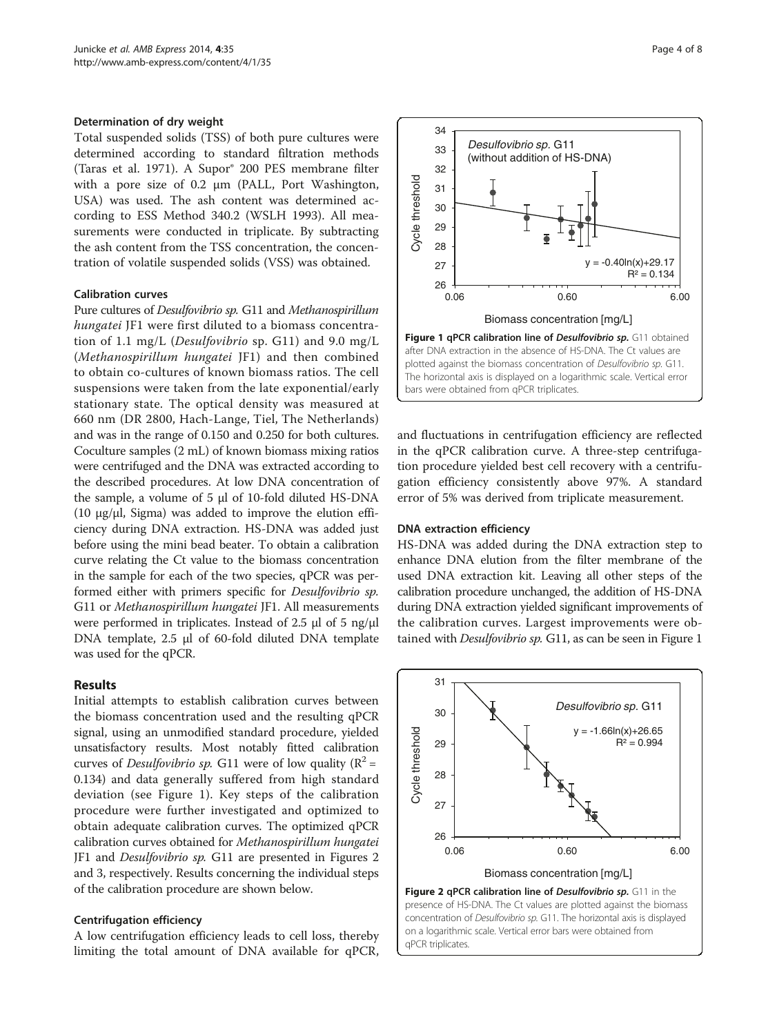#### Determination of dry weight

Total suspended solids (TSS) of both pure cultures were determined according to standard filtration methods (Taras et al. 1971). A Supor® 200 PES membrane filter with a pore size of 0.2 μm (PALL, Port Washington, USA) was used. The ash content was determined according to ESS Method 340.2 (WSLH 1993). All measurements were conducted in triplicate. By subtracting the ash content from the TSS concentration, the concentration of volatile suspended solids (VSS) was obtained.

#### Calibration curves

Pure cultures of *Desulfovibrio sp.* G11 and *Methanospirillum hungatei* JF1 were first diluted to a biomass concentration of 1.1 mg/L (*Desulfovibrio* sp. G11) and 9.0 mg/L (*Methanospirillum hungatei* JF1) and then combined to obtain co-cultures of known biomass ratios. The cell suspensions were taken from the late exponential/early stationary state. The optical density was measured at 660 nm (DR 2800, Hach-Lange, Tiel, The Netherlands) and was in the range of 0.150 and 0.250 for both cultures. Coculture samples (2 mL) of known biomass mixing ratios were centrifuged and the DNA was extracted according to the described procedures. At low DNA concentration of the sample, a volume of 5 μl of 10-fold diluted HS-DNA (10 μg/μl, Sigma) was added to improve the elution efficiency during DNA extraction. HS-DNA was added just before using the mini bead beater. To obtain a calibration curve relating the Ct value to the biomass concentration in the sample for each of the two species, qPCR was performed either with primers specific for *Desulfovibrio sp.* G11 or *Methanospirillum hungatei* JF1. All measurements were performed in triplicates. Instead of 2.5 μl of 5 ng/μl DNA template, 2.5 μl of 60-fold diluted DNA template was used for the qPCR.

## Results

Initial attempts to establish calibration curves between the biomass concentration used and the resulting qPCR signal, using an unmodified standard procedure, yielded unsatisfactory results. Most notably fitted calibration curves of *Desulfovibrio sp.* G11 were of low quality ($R^2$ = 0.134) and data generally suffered from high standard deviation (see Figure 1). Key steps of the calibration procedure were further investigated and optimized to obtain adequate calibration curves. The optimized qPCR calibration curves obtained for *Methanospirillum hungatei* JF1 and *Desulfovibrio sp.* G11 are presented in Figures 2 and 3, respectively. Results concerning the individual steps of the calibration procedure are shown below.

#### Centrifugation efficiency

A low centrifugation efficiency leads to cell loss, thereby limiting the total amount of DNA available for qPCR, and fluctuations in centrifugation efficiency are reflected in the qPCR calibration curve. A three-step centrifugation procedure yielded best cell recovery with a centrifugation efficiency consistently above 97%. A standard error of 5% was derived from triplicate measurement.

**Figure 1 qPCR calibration line of *Desulfovibrio sp.* G11** obtained after DNA extraction in the absence of HS-DNA. The Ct values are plotted against the biomass concentration of *Desulfovibrio sp.* G11. The horizontal axis is displayed on a logarithmic scale. Vertical error bars were obtained from qPCR triplicates.

#### DNA extraction efficiency

HS-DNA was added during the DNA extraction step to enhance DNA elution from the filter membrane of the used DNA extraction kit. Leaving all other steps of the calibration procedure unchanged, the addition of HS-DNA during DNA extraction yielded significant improvements of the calibration curves. Largest improvements were obtained with *Desulfovibrio sp.* G11, as can be seen in Figure 1

**Figure 2 qPCR calibration line of *Desulfovibrio sp.* G11** in the presence of HS-DNA. The Ct values are plotted against the biomass concentration of *Desulfovibrio sp.* G11. The horizontal axis is displayed on a logarithmic scale. Vertical error bars were obtained from qPCR triplicates.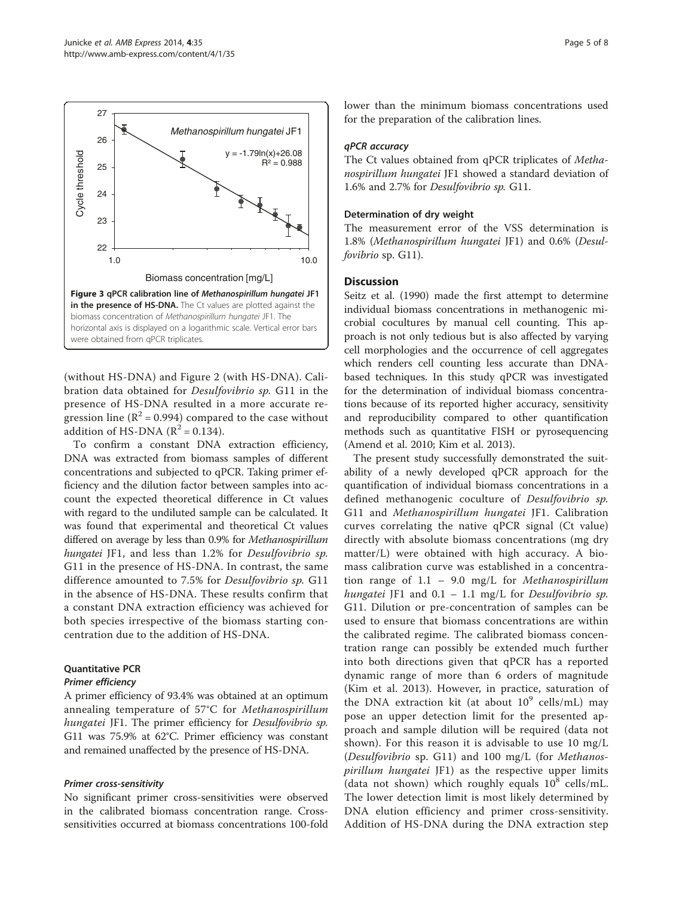**Figure 3 qPCR calibration line of *Methanospirillum hungatei* JF1 in the presence of HS-DNA.** The Ct values are plotted against the biomass concentration of *Methanospirillum hungatei* JF1. The horizontal axis is displayed on a logarithmic scale. Vertical error bars were obtained from qPCR triplicates.

(without HS-DNA) and Figure 2 (with HS-DNA). Calibration data obtained for *Desulfovibrio sp.* G11 in the presence of HS-DNA resulted in a more accurate regression line ($R^2 = 0.994$) compared to the case without addition of HS-DNA ($R^2 = 0.134$).

To confirm a constant DNA extraction efficiency, DNA was extracted from biomass samples of different concentrations and subjected to qPCR. Taking primer efficiency and the dilution factor between samples into account the expected theoretical difference in Ct values with regard to the undiluted sample can be calculated. It was found that experimental and theoretical Ct values differed on average by less than 0.9% for *Methanospirillum hungatei* JF1, and less than 1.2% for *Desulfovibrio sp.* G11 in the presence of HS-DNA. In contrast, the same difference amounted to 7.5% for *Desulfovibrio sp.* G11 in the absence of HS-DNA. These results confirm that a constant DNA extraction efficiency was achieved for both species irrespective of the biomass starting concentration due to the addition of HS-DNA.

### Quantitative PCR

#### *Primer efficiency*

A primer efficiency of 93.4% was obtained at an optimum annealing temperature of 57°C for *Methanospirillum hungatei* JF1. The primer efficiency for *Desulfovibrio sp.* G11 was 75.9% at 62°C. Primer efficiency was constant and remained unaffected by the presence of HS-DNA.

#### *Primer cross-sensitivity*

No significant primer cross-sensitivities were observed in the calibrated biomass concentration range. Cross-sensitivities occurred at biomass concentrations 100-fold lower than the minimum biomass concentrations used for the preparation of the calibration lines.

#### *qPCR accuracy*

The Ct values obtained from qPCR triplicates of *Methanospirillum hungatei* JF1 showed a standard deviation of 1.6% and 2.7% for *Desulfovibrio sp.* G11.

### Determination of dry weight

The measurement error of the VSS determination is 1.8% (*Methanospirillum hungatei* JF1) and 0.6% (*Desulfovibrio* sp. G11).

## Discussion

Seitz et al. (1990) made the first attempt to determine individual biomass concentrations in methanogenic microbial cocultures by manual cell counting. This approach is not only tedious but is also affected by varying cell morphologies and the occurrence of cell aggregates which renders cell counting less accurate than DNA-based techniques. In this study qPCR was investigated for the determination of individual biomass concentrations because of its reported higher accuracy, sensitivity and reproducibility compared to other quantification methods such as quantitative FISH or pyrosequencing (Amend et al. 2010; Kim et al. 2013).

The present study successfully demonstrated the suitability of a newly developed qPCR approach for the quantification of individual biomass concentrations in a defined methanogenic coculture of *Desulfovibrio sp.* G11 and *Methanospirillum hungatei* JF1. Calibration curves correlating the native qPCR signal (Ct value) directly with absolute biomass concentrations (mg dry matter/L) were obtained with high accuracy. A biomass calibration curve was established in a concentration range of 1.1 – 9.0 mg/L for *Methanospirillum hungatei* JF1 and 0.1 – 1.1 mg/L for *Desulfovibrio sp.* G11. Dilution or pre-concentration of samples can be used to ensure that biomass concentrations are within the calibrated regime. The calibrated biomass concentration range can possibly be extended much further into both directions given that qPCR has a reported dynamic range of more than 6 orders of magnitude (Kim et al. 2013). However, in practice, saturation of the DNA extraction kit (at about $10^9$ cells/mL) may pose an upper detection limit for the presented approach and sample dilution will be required (data not shown). For this reason it is advisable to use 10 mg/L (*Desulfovibrio* sp. G11) and 100 mg/L (for *Methanospirillum hungatei* JF1) as the respective upper limits (data not shown) which roughly equals $10^8$ cells/mL. The lower detection limit is most likely determined by DNA elution efficiency and primer cross-sensitivity. Addition of HS-DNA during the DNA extraction step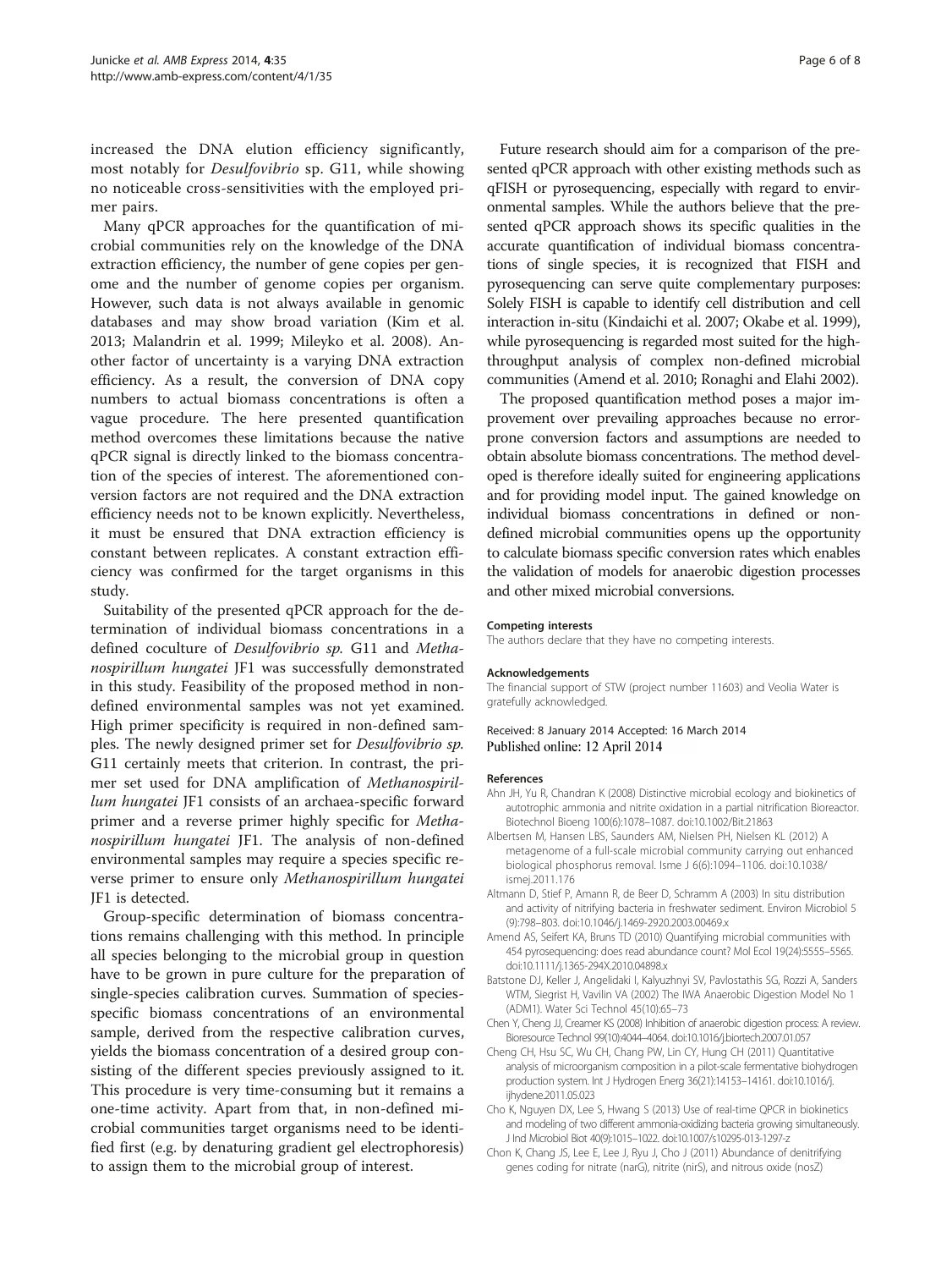increased the DNA elution efficiency significantly, most notably for *Desulfovibrio* sp. G11, while showing no noticeable cross-sensitivities with the employed primer pairs.

Many qPCR approaches for the quantification of microbial communities rely on the knowledge of the DNA extraction efficiency, the number of gene copies per genome and the number of genome copies per organism. However, such data is not always available in genomic databases and may show broad variation (Kim et al. 2013; Malandrin et al. 1999; Mileyko et al. 2008). Another factor of uncertainty is a varying DNA extraction efficiency. As a result, the conversion of DNA copy numbers to actual biomass concentrations is often a vague procedure. The here presented quantification method overcomes these limitations because the native qPCR signal is directly linked to the biomass concentration of the species of interest. The aforementioned conversion factors are not required and the DNA extraction efficiency needs not to be known explicitly. Nevertheless, it must be ensured that DNA extraction efficiency is constant between replicates. A constant extraction efficiency was confirmed for the target organisms in this study.

Suitability of the presented qPCR approach for the determination of individual biomass concentrations in a defined coculture of *Desulfovibrio sp.* G11 and *Methanospirillum hungatei* JF1 was successfully demonstrated in this study. Feasibility of the proposed method in non-defined environmental samples was not yet examined. High primer specificity is required in non-defined samples. The newly designed primer set for *Desulfovibrio sp.* G11 certainly meets that criterion. In contrast, the primer set used for DNA amplification of *Methanospirillum hungatei* JF1 consists of an archaea-specific forward primer and a reverse primer highly specific for *Methanospirillum hungatei* JF1. The analysis of non-defined environmental samples may require a species specific reverse primer to ensure only *Methanospirillum hungatei* JF1 is detected.

Group-specific determination of biomass concentrations remains challenging with this method. In principle all species belonging to the microbial group in question have to be grown in pure culture for the preparation of single-species calibration curves. Summation of species-specific biomass concentrations of an environmental sample, derived from the respective calibration curves, yields the biomass concentration of a desired group consisting of the different species previously assigned to it. This procedure is very time-consuming but it remains a one-time activity. Apart from that, in non-defined microbial communities target organisms need to be identified first (e.g. by denaturing gradient gel electrophoresis) to assign them to the microbial group of interest.

Future research should aim for a comparison of the presented qPCR approach with other existing methods such as qFISH or pyrosequencing, especially with regard to environmental samples. While the authors believe that the presented qPCR approach shows its specific qualities in the accurate quantification of individual biomass concentrations of single species, it is recognized that FISH and pyrosequencing can serve quite complementary purposes: Solely FISH is capable to identify cell distribution and cell interaction in-situ (Kindaichi et al. 2007; Okabe et al. 1999), while pyrosequencing is regarded most suited for the high-throughput analysis of complex non-defined microbial communities (Amend et al. 2010; Ronaghi and Elahi 2002).

The proposed quantification method poses a major improvement over prevailing approaches because no error-prone conversion factors and assumptions are needed to obtain absolute biomass concentrations. The method developed is therefore ideally suited for engineering applications and for providing model input. The gained knowledge on individual biomass concentrations in defined or non-defined microbial communities opens up the opportunity to calculate biomass specific conversion rates which enables the validation of models for anaerobic digestion processes and other mixed microbial conversions.

#### Competing interests

The authors declare that they have no competing interests.

#### Acknowledgements

The financial support of STW (project number 11603) and Veolia Water is gratefully acknowledged.

Received: 8 January 2014 Accepted: 16 March 2014
Published online: 12 April 2014

#### References

Ahn JH, Yu R, Chandran K (2008) Distinctive microbial ecology and biokinetics of autotrophic ammonia and nitrite oxidation in a partial nitrification Bioreactor. Biotechnol Bioeng 100(6):1078–1087. doi:10.1002/Bit.21863

Albertsen M, Hansen LBS, Saunders AM, Nielsen PH, Nielsen KL (2012) A metagenome of a full-scale microbial community carrying out enhanced biological phosphorus removal. Isme J 6(6):1094–1106. doi:10.1038/ismej.2011.176

Altmann D, Stief P, Amann R, de Beer D, Schramm A (2003) In situ distribution and activity of nitrifying bacteria in freshwater sediment. Environ Microbiol 5 (9):798–803. doi:10.1046/j.1469-2920.2003.00469.x

Amend AS, Seifert KA, Bruns TD (2010) Quantifying microbial communities with 454 pyrosequencing: does read abundance count? Mol Ecol 19(24):5555–5565. doi:10.1111/j.1365-294X.2010.04898.x

Batstone DJ, Keller J, Angelidaki I, Kalyuzhnyi SV, Pavlostathis SG, Rozzi A, Sanders WTM, Siegrist H, Vavilin VA (2002) The IWA Anaerobic Digestion Model No 1 (ADM1). Water Sci Technol 45(10):65–73

Chen Y, Cheng JJ, Creamer KS (2008) Inhibition of anaerobic digestion process: A review. Bioresource Technol 99(10):4044–4064. doi:10.1016/j.biortech.2007.01.057

Cheng CH, Hsu SC, Wu CH, Chang PW, Lin CY, Hung CH (2011) Quantitative analysis of microorganism composition in a pilot-scale fermentative biohydrogen production system. Int J Hydrogen Energ 36(21):14153–14161. doi:10.1016/j.ijhydene.2011.05.023

Cho K, Nguyen DX, Lee S, Hwang S (2013) Use of real-time QPCR in biokinetics and modeling of two different ammonia-oxidizing bacteria growing simultaneously. J Ind Microbiol Biot 40(9):1015–1022. doi:10.1007/s10295-013-1297-z

Chon K, Chang JS, Lee E, Lee J, Ryu J, Cho J (2011) Abundance of denitrifying genes coding for nitrate (narG), nitrite (nirS), and nitrous oxide (nosZ)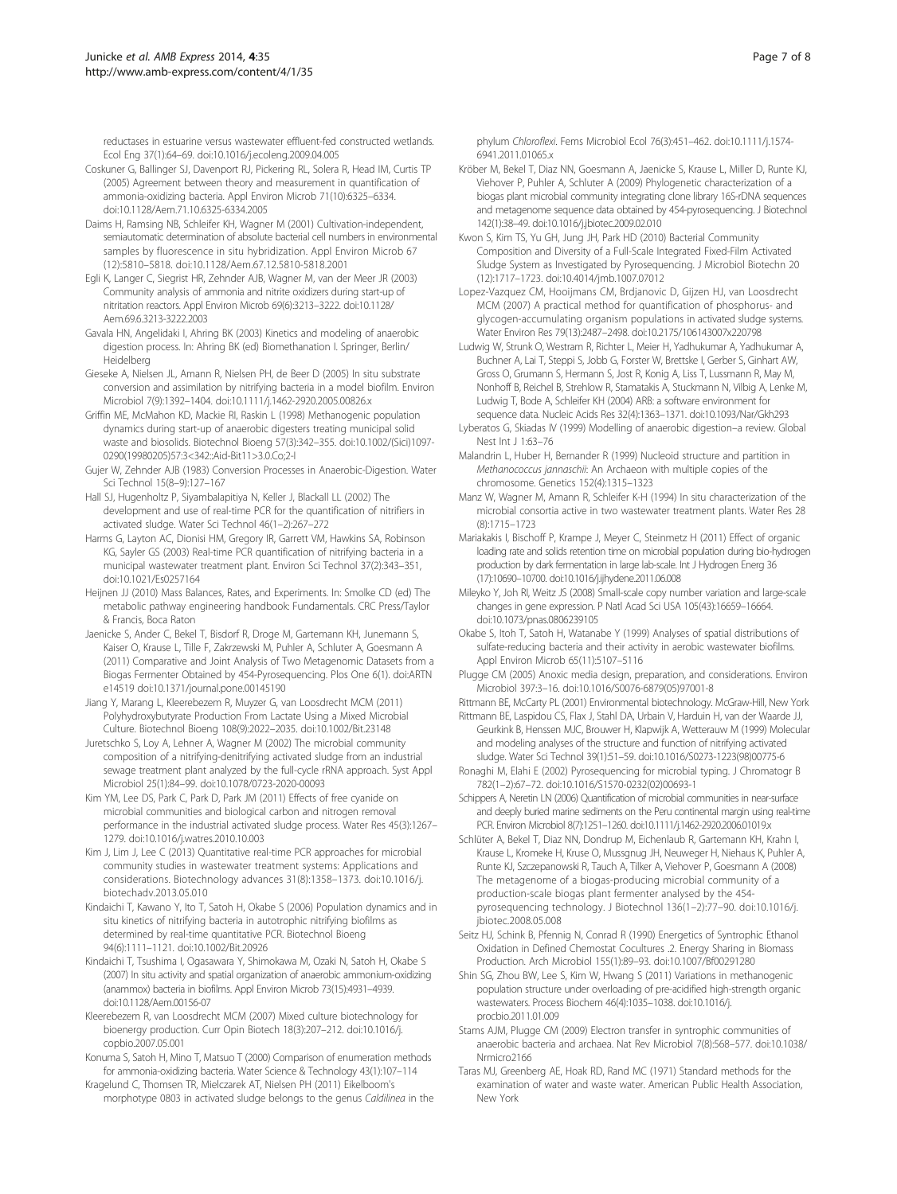reductases in estuarine versus wastewater effluent-fed constructed wetlands. Ecol Eng 37(1):64–69. doi:10.1016/j.ecoleng.2009.04.005

Coskuner G, Ballinger SJ, Davenport RJ, Pickering RL, Solera R, Head IM, Curtis TP (2005) Agreement between theory and measurement in quantification of ammonia-oxidizing bacteria. Appl Environ Microb 71(10):6325–6334. doi:10.1128/Aem.71.10.6325-6334.2005

Daims H, Ramsing NB, Schleifer KH, Wagner M (2001) Cultivation-independent, semiautomatic determination of absolute bacterial cell numbers in environmental samples by fluorescence in situ hybridization. Appl Environ Microb 67 (12):5810–5818. doi:10.1128/Aem.67.12.5810-5818.2001

Egli K, Langer C, Siegrist HR, Zehnder AJB, Wagner M, van der Meer JR (2003) Community analysis of ammonia and nitrite oxidizers during start-up of nitritation reactors. Appl Environ Microb 69(6):3213–3222. doi:10.1128/Aem.69.6.3213-3222.2003

Gavala HN, Angelidaki I, Ahring BK (2003) Kinetics and modeling of anaerobic digestion process. In: Ahring BK (ed) Biomethanation I. Springer, Berlin/Heidelberg

Gieseke A, Nielsen JL, Amann R, Nielsen PH, de Beer D (2005) In situ substrate conversion and assimilation by nitrifying bacteria in a model biofilm. Environ Microbiol 7(9):1392–1404. doi:10.1111/j.1462-2920.2005.00826.x

Griffin ME, McMahon KD, Mackie RI, Raskin L (1998) Methanogenic population dynamics during start-up of anaerobic digesters treating municipal solid waste and biosolids. Biotechnol Bioeng 57(3):342–355. doi:10.1002/(Sici)1097-0290(19980205)57:3<342::Aid-Bit11>3.0.Co;2-I

Gujer W, Zehnder AJB (1983) Conversion Processes in Anaerobic-Digestion. Water Sci Technol 15(8–9):127–167

Hall SJ, Hugenholtz P, Siyambalapitiya N, Keller J, Blackall LL (2002) The development and use of real-time PCR for the quantification of nitrifiers in activated sludge. Water Sci Technol 46(1–2):267–272

Harms G, Layton AC, Dionisi HM, Gregory IR, Garrett VM, Hawkins SA, Robinson KG, Sayler GS (2003) Real-time PCR quantification of nitrifying bacteria in a municipal wastewater treatment plant. Environ Sci Technol 37(2):343–351, doi:10.1021/Es0257164

Heijnen JJ (2010) Mass Balances, Rates, and Experiments. In: Smolke CD (ed) The metabolic pathway engineering handbook: Fundamentals. CRC Press/Taylor & Francis, Boca Raton

Jaenicke S, Ander C, Bekel T, Bisdorf R, Droge M, Gartemann KH, Junemann S, Kaiser O, Krause L, Tille F, Zakrzewski M, Puhler A, Schluter A, Goesmann A (2011) Comparative and Joint Analysis of Two Metagenomic Datasets from a Biogas Fermenter Obtained by 454-Pyrosequencing. Plos One 6(1). doi:ARTN e14519 doi:10.1371/journal.pone.00145190

Jiang Y, Marang L, Kleerebezem R, Muyzer G, van Loosdrecht MCM (2011) Polyhydroxybutyrate Production From Lactate Using a Mixed Microbial Culture. Biotechnol Bioeng 108(9):2022–2035. doi:10.1002/Bit.23148

Juretschko S, Loy A, Lehner A, Wagner M (2002) The microbial community composition of a nitrifying-denitrifying activated sludge from an industrial sewage treatment plant analyzed by the full-cycle rRNA approach. Syst Appl Microbiol 25(1):84–99. doi:10.1078/0723-2020-00093

Kim YM, Lee DS, Park C, Park D, Park JM (2011) Effects of free cyanide on microbial communities and biological carbon and nitrogen removal performance in the industrial activated sludge process. Water Res 45(3):1267–1279. doi:10.1016/j.watres.2010.10.003

Kim J, Lim J, Lee C (2013) Quantitative real-time PCR approaches for microbial community studies in wastewater treatment systems: Applications and considerations. Biotechnology advances 31(8):1358–1373. doi:10.1016/j.biotechadv.2013.05.010

Kindaichi T, Kawano Y, Ito T, Satoh H, Okabe S (2006) Population dynamics and in situ kinetics of nitrifying bacteria in autotrophic nitrifying biofilms as determined by real-time quantitative PCR. Biotechnol Bioeng 94(6):1111–1121. doi:10.1002/Bit.20926

Kindaichi T, Tsushima I, Ogasawara Y, Shimokawa M, Ozaki N, Satoh H, Okabe S (2007) In situ activity and spatial organization of anaerobic ammonium-oxidizing (anammox) bacteria in biofilms. Appl Environ Microb 73(15):4931–4939. doi:10.1128/Aem.00156-07

Kleerebezem R, van Loosdrecht MCM (2007) Mixed culture biotechnology for bioenergy production. Curr Opin Biotech 18(3):207–212. doi:10.1016/j.copbio.2007.05.001

Konuma S, Satoh H, Mino T, Matsuo T (2000) Comparison of enumeration methods for ammonia-oxidizing bacteria. Water Science & Technology 43(1):107–114

Kragelund C, Thomsen TR, Mielczarek AT, Nielsen PH (2011) Eikelboom's morphotype 0803 in activated sludge belongs to the genus *Caldilinea* in the phylum *Chloroflexi*. Fems Microbiol Ecol 76(3):451–462. doi:10.1111/j.1574-6941.2011.01065.x

Kröber M, Bekel T, Diaz NN, Goesmann A, Jaenicke S, Krause L, Miller D, Runte KJ, Viehover P, Puhler A, Schluter A (2009) Phylogenetic characterization of a biogas plant microbial community integrating clone library 16S-rDNA sequences and metagenome sequence data obtained by 454-pyrosequencing. J Biotechnol 142(1):38–49. doi:10.1016/j.jbiotec.2009.02.010

Kwon S, Kim TS, Yu GH, Jung JH, Park HD (2010) Bacterial Community Composition and Diversity of a Full-Scale Integrated Fixed-Film Activated Sludge System as Investigated by Pyrosequencing. J Microbiol Biotechn 20 (12):1717–1723. doi:10.4014/jmb.1007.07012

Lopez-Vazquez CM, Hooijmans CM, Brdjanovic D, Gijzen HJ, van Loosdrecht MCM (2007) A practical method for quantification of phosphorus- and glycogen-accumulating organism populations in activated sludge systems. Water Environ Res 79(13):2487–2498. doi:10.2175/106143007x220798

Ludwig W, Strunk O, Westram R, Richter L, Meier H, Yadhukumar A, Yadhukumar A, Buchner A, Lai T, Steppi S, Jobb G, Forster W, Brettske I, Gerber S, Ginhart AW, Gross O, Grumann S, Hermann S, Jost R, Konig A, Liss T, Lussmann R, May M, Nonhoff B, Reichel B, Strehlow R, Stamatakis A, Stuckmann N, Vilbig A, Lenke M, Ludwig T, Bode A, Schleifer KH (2004) ARB: a software environment for sequence data. Nucleic Acids Res 32(4):1363–1371. doi:10.1093/Nar/Gkh293

Lyberatos G, Skiadas IV (1999) Modelling of anaerobic digestion–a review. Global Nest Int J 1:63–76

Malandrin L, Huber H, Bernander R (1999) Nucleoid structure and partition in *Methanococcus jannaschii*: An Archaeon with multiple copies of the chromosome. Genetics 152(4):1315–1323

Manz W, Wagner M, Amann R, Schleifer K-H (1994) In situ characterization of the microbial consortia active in two wastewater treatment plants. Water Res 28 (8):1715–1723

Mariakakis I, Bischoff P, Krampe J, Meyer C, Steinmetz H (2011) Effect of organic loading rate and solids retention time on microbial population during bio-hydrogen production by dark fermentation in large lab-scale. Int J Hydrogen Energ 36 (17):10690–10700. doi:10.1016/j.ijhydene.2011.06.008

Mileyko Y, Joh RI, Weitz JS (2008) Small-scale copy number variation and large-scale changes in gene expression. P Natl Acad Sci USA 105(43):16659–16664. doi:10.1073/pnas.0806239105

Okabe S, Itoh T, Satoh H, Watanabe Y (1999) Analyses of spatial distributions of sulfate-reducing bacteria and their activity in aerobic wastewater biofilms. Appl Environ Microb 65(11):5107–5116

Plugge CM (2005) Anoxic media design, preparation, and considerations. Environ Microbiol 397:3–16. doi:10.1016/S0076-6879(05)97001-8

Rittmann BE, McCarty PL (2001) Environmental biotechnology. McGraw-Hill, New York

Rittmann BE, Laspidou CS, Flax J, Stahl DA, Urbain V, Harduin H, van der Waarde JJ, Geurkink B, Henssen MJC, Brouwer H, Klapwijk A, Wetterauw M (1999) Molecular and modeling analyses of the structure and function of nitrifying activated sludge. Water Sci Technol 39(1):51–59. doi:10.1016/S0273-1223(98)00775-6

Ronaghi M, Elahi E (2002) Pyrosequencing for microbial typing. J Chromatogr B 782(1–2):67–72. doi:10.1016/S1570-0232(02)00693-1

Schippers A, Neretin LN (2006) Quantification of microbial communities in near-surface and deeply buried marine sediments on the Peru continental margin using real-time PCR. Environ Microbiol 8(7):1251–1260. doi:10.1111/j.1462-2920.2006.01019.x

Schlüter A, Bekel T, Diaz NN, Dondrup M, Eichenlaub R, Gartemann KH, Krahn I, Krause L, Kromeke H, Kruse O, Mussgnug JH, Neuweger H, Niehaus K, Puhler A, Runte KJ, Szczepanowski R, Tauch A, Tilker A, Viehover P, Goesmann A (2008) The metagenome of a biogas-producing microbial community of a production-scale biogas plant fermenter analysed by the 454-pyrosequencing technology. J Biotechnol 136(1–2):77–90. doi:10.1016/j.jbiotec.2008.05.008

Seitz HJ, Schink B, Pfennig N, Conrad R (1990) Energetics of Syntrophic Ethanol Oxidation in Defined Chemostat Cocultures .2. Energy Sharing in Biomass Production. Arch Microbiol 155(1):89–93. doi:10.1007/Bf00291280

Shin SG, Zhou BW, Lee S, Kim W, Hwang S (2011) Variations in methanogenic population structure under overloading of pre-acidified high-strength organic wastewaters. Process Biochem 46(4):1035–1038. doi:10.1016/j.procbio.2011.01.009

Stams AJM, Plugge CM (2009) Electron transfer in syntrophic communities of anaerobic bacteria and archaea. Nat Rev Microbiol 7(8):568–577. doi:10.1038/Nrmicro2166

Taras MJ, Greenberg AE, Hoak RD, Rand MC (1971) Standard methods for the examination of water and waste water. American Public Health Association, New York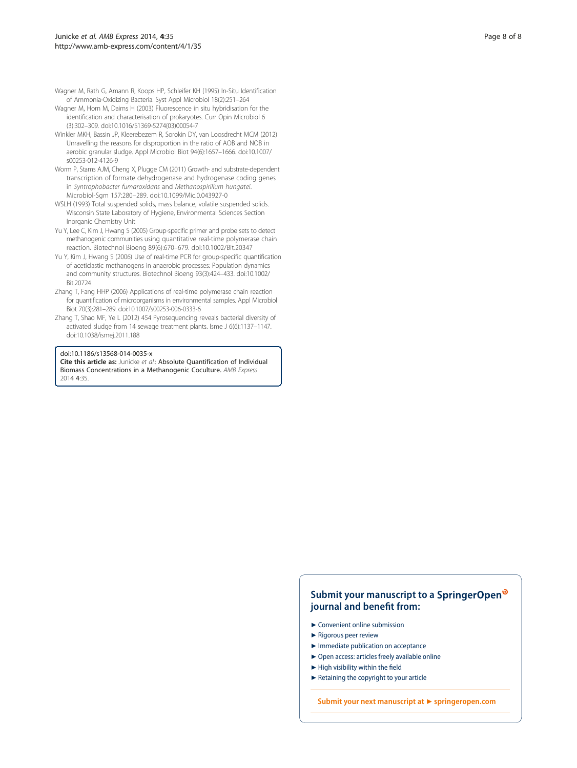Wagner M, Rath G, Amann R, Koops HP, Schleifer KH (1995) In-Situ Identification of Ammonia-Oxidizing Bacteria. Syst Appl Microbiol 18(2):251–264

Wagner M, Horn M, Daims H (2003) Fluorescence in situ hybridisation for the identification and characterisation of prokaryotes. Curr Opin Microbiol 6 (3):302–309. doi:10.1016/S1369-5274(03)00054-7

Winkler MKH, Bassin JP, Kleerebezem R, Sorokin DY, van Loosdrecht MCM (2012) Unravelling the reasons for disproportion in the ratio of AOB and NOB in aerobic granular sludge. Appl Microbiol Biot 94(6):1657–1666. doi:10.1007/s00253-012-4126-9

Worm P, Stams AJM, Cheng X, Plugge CM (2011) Growth- and substrate-dependent transcription of formate dehydrogenase and hydrogenase coding genes in *Syntrophobacter fumaroxidans* and *Methanospirillum hungatei*. Microbiol-Sgm 157:280–289. doi:10.1099/Mic.0.043927-0

WSLH (1993) Total suspended solids, mass balance, volatile suspended solids. Wisconsin State Laboratory of Hygiene, Environmental Sciences Section Inorganic Chemistry Unit

Yu Y, Lee C, Kim J, Hwang S (2005) Group-specific primer and probe sets to detect methanogenic communities using quantitative real-time polymerase chain reaction. Biotechnol Bioeng 89(6):670–679. doi:10.1002/Bit.20347

Yu Y, Kim J, Hwang S (2006) Use of real-time PCR for group-specific quantification of aceticlastic methanogens in anaerobic processes: Population dynamics and community structures. Biotechnol Bioeng 93(3):424–433. doi:10.1002/Bit.20724

Zhang T, Fang HHP (2006) Applications of real-time polymerase chain reaction for quantification of microorganisms in environmental samples. Appl Microbiol Biot 70(3):281–289. doi:10.1007/s00253-006-0333-6

Zhang T, Shao MF, Ye L (2012) 454 Pyrosequencing reveals bacterial diversity of activated sludge from 14 sewage treatment plants. Isme J 6(6):1137–1147. doi:10.1038/ismej.2011.188

doi:10.1186/s13568-014-0035-x

**Cite this article as:** Junicke *et al.*: Absolute Quantification of Individual Biomass Concentrations in a Methanogenic Coculture. *AMB Express* 2014 **4**:35.

**Submit your manuscript to a SpringerOpen journal and benefit from:**

- ► Convenient online submission
- ► Rigorous peer review
- ► Immediate publication on acceptance
- ► Open access: articles freely available online
- ► High visibility within the field
- ► Retaining the copyright to your article

**Submit your next manuscript at ► springeropen.com**